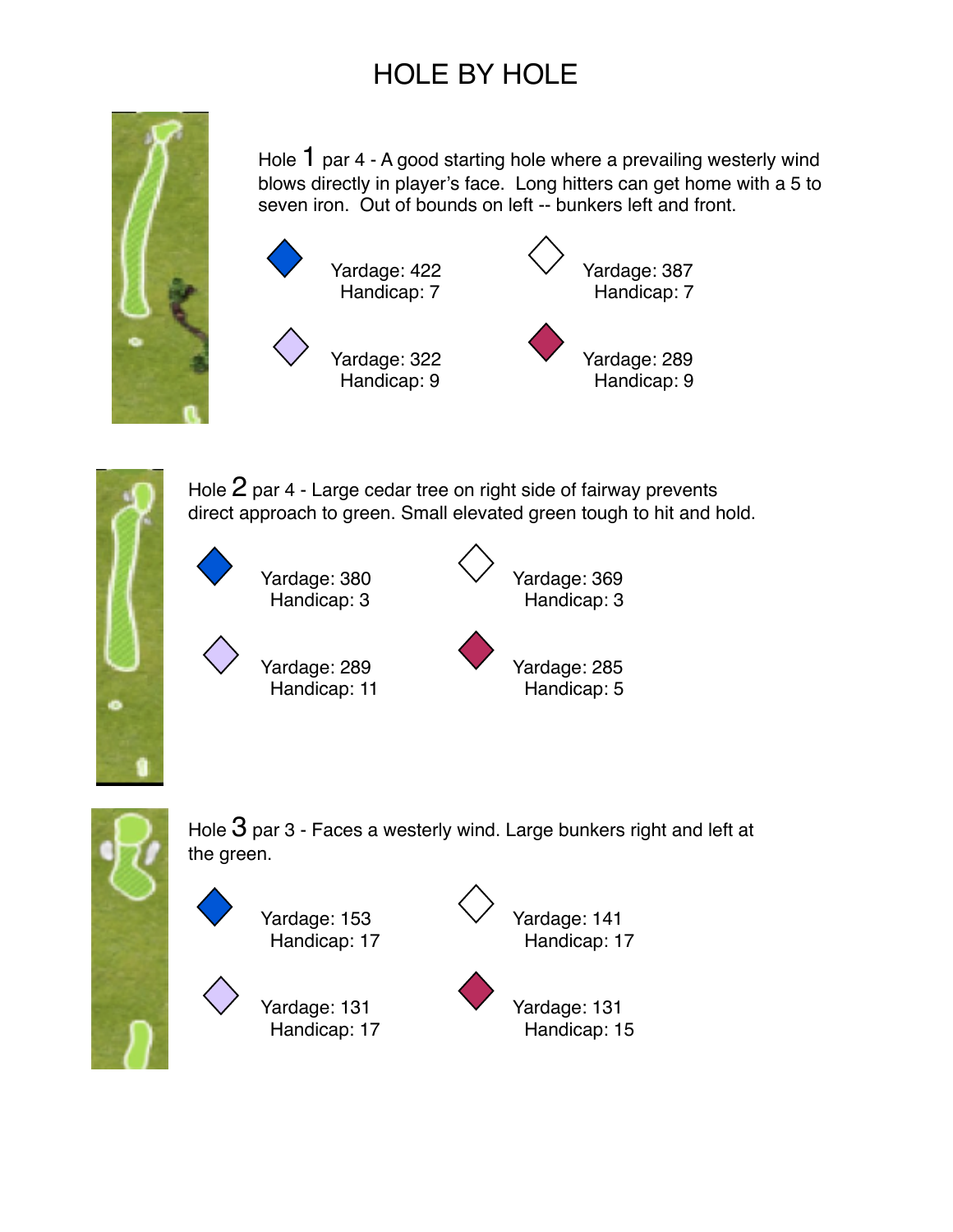# HOLE BY HOLE

## Hole 1 par 4

A good starting hole where a prevailing westerly wind blows directly in player's face. Long hitters can get home with a 5 to seven iron. Out of bounds on left -- bunkers left and front.

| Tee | Yardage | Handicap |
| --- | --- | --- |
| Blue | 422 | 7 |
| White | 387 | 7 |
| Lavender | 322 | 9 |
| Red | 289 | 9 |

## Hole 2 par 4

Large cedar tree on right side of fairway prevents direct approach to green. Small elevated green tough to hit and hold.

| Tee | Yardage | Handicap |
| --- | --- | --- |
| Blue | 380 | 3 |
| White | 369 | 3 |
| Lavender | 289 | 11 |
| Red | 285 | 5 |

## Hole 3 par 3

Faces a westerly wind. Large bunkers right and left at the green.

| Tee | Yardage | Handicap |
| --- | --- | --- |
| Blue | 153 | 17 |
| White | 141 | 17 |
| Lavender | 131 | 17 |
| Red | 131 | 15 |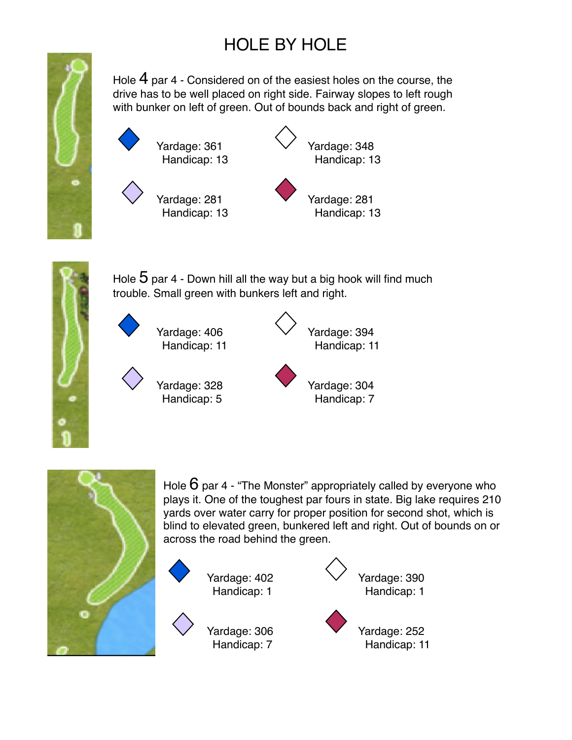# HOLE BY HOLE

Hole 4 par 4 - Considered on of the easiest holes on the course, the drive has to be well placed on right side. Fairway slopes to left rough with bunker on left of green. Out of bounds back and right of green.

| Tee | Yardage | Handicap |
|---|---|---|
| Blue | 361 | 13 |
| White | 348 | 13 |
| Lavender | 281 | 13 |
| Red | 281 | 13 |

Hole 5 par 4 - Down hill all the way but a big hook will find much trouble. Small green with bunkers left and right.

| Tee | Yardage | Handicap |
|---|---|---|
| Blue | 406 | 11 |
| White | 394 | 11 |
| Lavender | 328 | 5 |
| Red | 304 | 7 |

Hole 6 par 4 - "The Monster" appropriately called by everyone who plays it. One of the toughest par fours in state. Big lake requires 210 yards over water carry for proper position for second shot, which is blind to elevated green, bunkered left and right. Out of bounds on or across the road behind the green.

| Tee | Yardage | Handicap |
|---|---|---|
| Blue | 402 | 1 |
| White | 390 | 1 |
| Lavender | 306 | 7 |
| Red | 252 | 11 |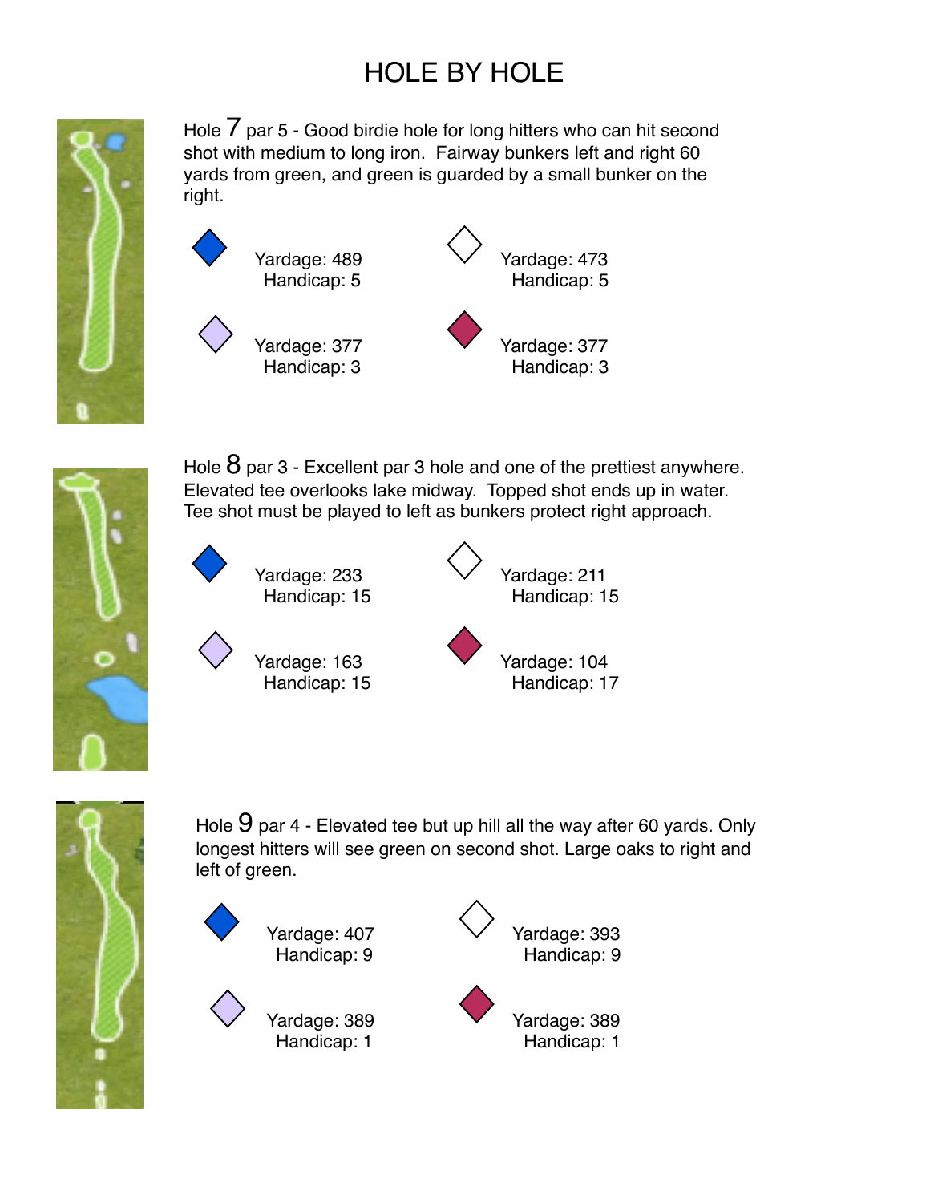# HOLE BY HOLE

Hole 7 par 5 - Good birdie hole for long hitters who can hit second shot with medium to long iron. Fairway bunkers left and right 60 yards from green, and green is guarded by a small bunker on the right.

Yardage: 489
Handicap: 5

Yardage: 473
Handicap: 5

Yardage: 377
Handicap: 3

Yardage: 377
Handicap: 3

Hole 8 par 3 - Excellent par 3 hole and one of the prettiest anywhere. Elevated tee overlooks lake midway. Topped shot ends up in water. Tee shot must be played to left as bunkers protect right approach.

Yardage: 233
Handicap: 15

Yardage: 211
Handicap: 15

Yardage: 163
Handicap: 15

Yardage: 104
Handicap: 17

Hole 9 par 4 - Elevated tee but up hill all the way after 60 yards. Only longest hitters will see green on second shot. Large oaks to right and left of green.

Yardage: 407
Handicap: 9

Yardage: 393
Handicap: 9

Yardage: 389
Handicap: 1

Yardage: 389
Handicap: 1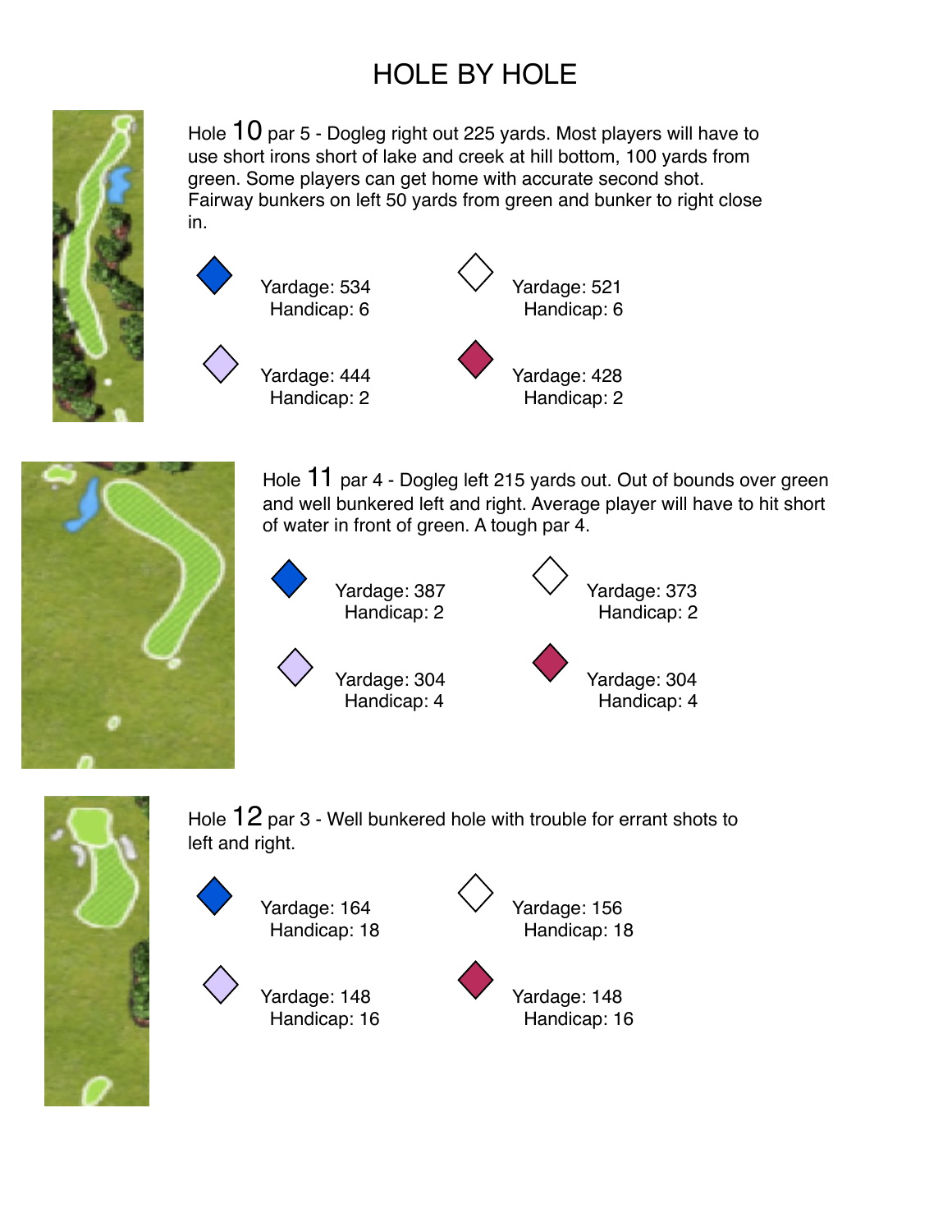# HOLE BY HOLE

Hole 10 par 5 - Dogleg right out 225 yards. Most players will have to use short irons short of lake and creek at hill bottom, 100 yards from green. Some players can get home with accurate second shot. Fairway bunkers on left 50 yards from green and bunker to right close in.

Yardage: 534
Handicap: 6

Yardage: 521
Handicap: 6

Yardage: 444
Handicap: 2

Yardage: 428
Handicap: 2

Hole 11 par 4 - Dogleg left 215 yards out. Out of bounds over green and well bunkered left and right. Average player will have to hit short of water in front of green. A tough par 4.

Yardage: 387
Handicap: 2

Yardage: 373
Handicap: 2

Yardage: 304
Handicap: 4

Yardage: 304
Handicap: 4

Hole 12 par 3 - Well bunkered hole with trouble for errant shots to left and right.

Yardage: 164
Handicap: 18

Yardage: 156
Handicap: 18

Yardage: 148
Handicap: 16

Yardage: 148
Handicap: 16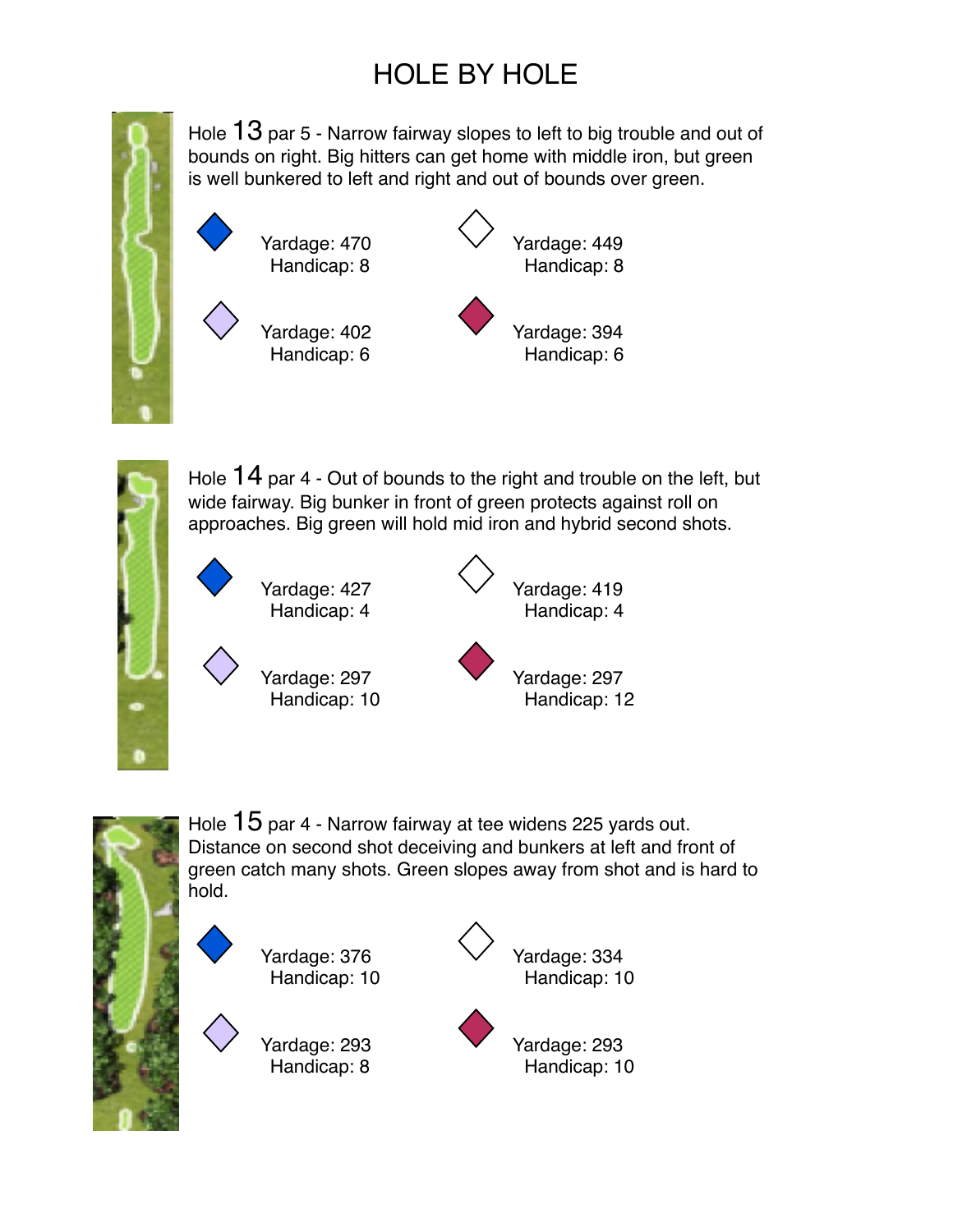# HOLE BY HOLE

Hole 13 par 5 - Narrow fairway slopes to left to big trouble and out of bounds on right. Big hitters can get home with middle iron, but green is well bunkered to left and right and out of bounds over green.

Yardage: 470
Handicap: 8

Yardage: 449
Handicap: 8

Yardage: 402
Handicap: 6

Yardage: 394
Handicap: 6

Hole 14 par 4 - Out of bounds to the right and trouble on the left, but wide fairway. Big bunker in front of green protects against roll on approaches. Big green will hold mid iron and hybrid second shots.

Yardage: 427
Handicap: 4

Yardage: 419
Handicap: 4

Yardage: 297
Handicap: 10

Yardage: 297
Handicap: 12

Hole 15 par 4 - Narrow fairway at tee widens 225 yards out. Distance on second shot deceiving and bunkers at left and front of green catch many shots. Green slopes away from shot and is hard to hold.

Yardage: 376
Handicap: 10

Yardage: 334
Handicap: 10

Yardage: 293
Handicap: 8

Yardage: 293
Handicap: 10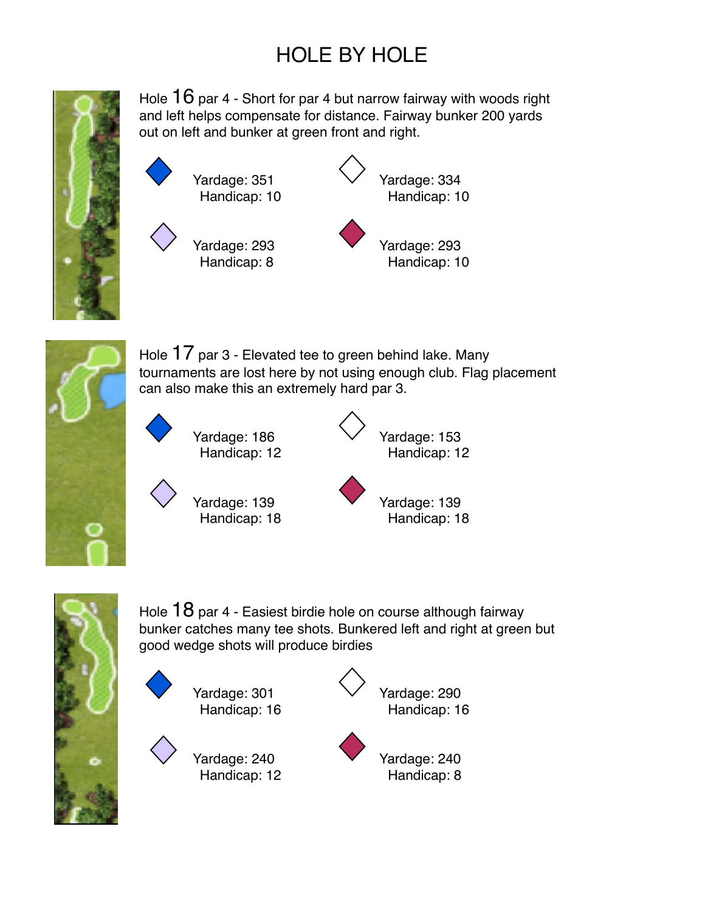# HOLE BY HOLE

Hole 16 par 4 - Short for par 4 but narrow fairway with woods right and left helps compensate for distance. Fairway bunker 200 yards out on left and bunker at green front and right.

Yardage: 351
Handicap: 10

Yardage: 334
Handicap: 10

Yardage: 293
Handicap: 8

Yardage: 293
Handicap: 10

Hole 17 par 3 - Elevated tee to green behind lake. Many tournaments are lost here by not using enough club. Flag placement can also make this an extremely hard par 3.

Yardage: 186
Handicap: 12

Yardage: 153
Handicap: 12

Yardage: 139
Handicap: 18

Yardage: 139
Handicap: 18

Hole 18 par 4 - Easiest birdie hole on course although fairway bunker catches many tee shots. Bunkered left and right at green but good wedge shots will produce birdies

Yardage: 301
Handicap: 16

Yardage: 290
Handicap: 16

Yardage: 240
Handicap: 12

Yardage: 240
Handicap: 8